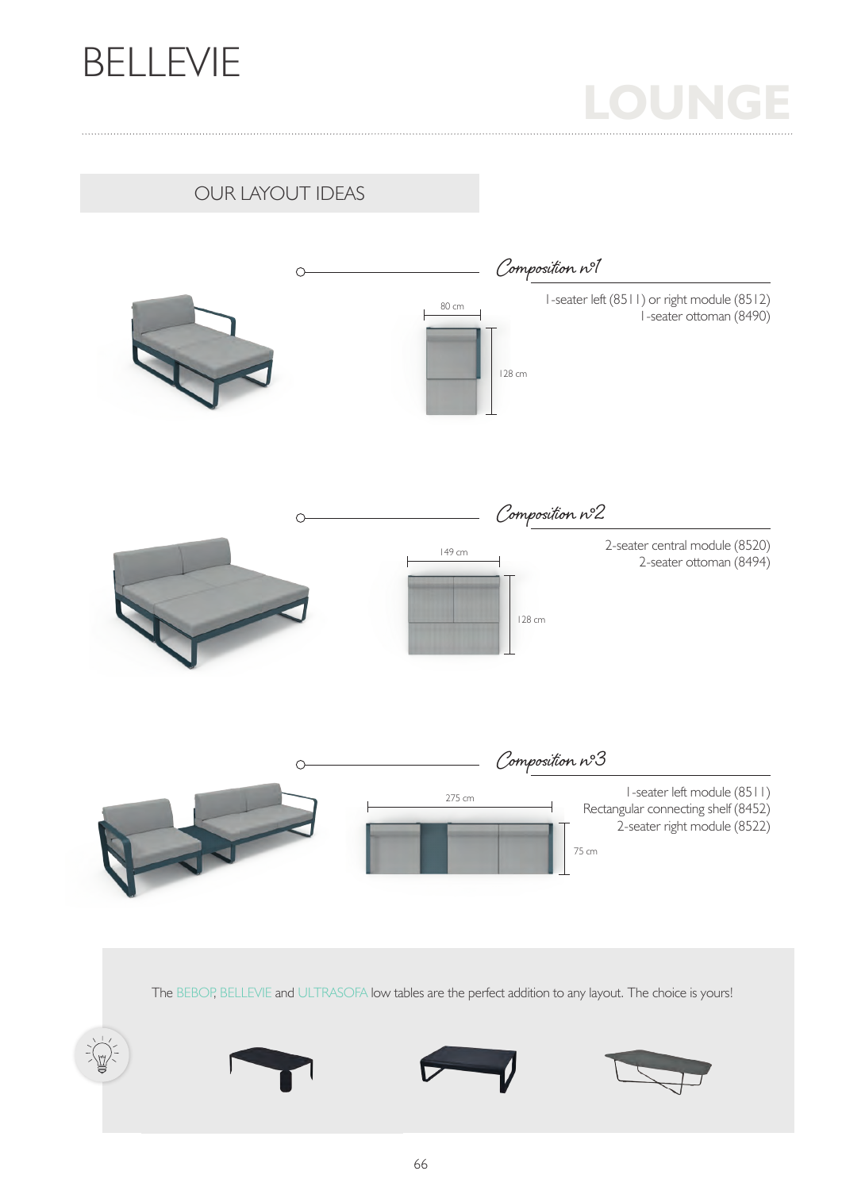# BELLEVIE

## LOUNGE

### OUR LAYOUT IDEAS

#### Composition n°1

1-seater left (8511) or right module (8512)
1-seater ottoman (8490)

80 cm
128 cm

#### Composition n°2

2-seater central module (8520)
2-seater ottoman (8494)

149 cm
128 cm

#### Composition n°3

1-seater left module (8511)
Rectangular connecting shelf (8452)
2-seater right module (8522)

275 cm
75 cm

The BEBOP, BELLEVIE and ULTRASOFA low tables are the perfect addition to any layout. The choice is yours!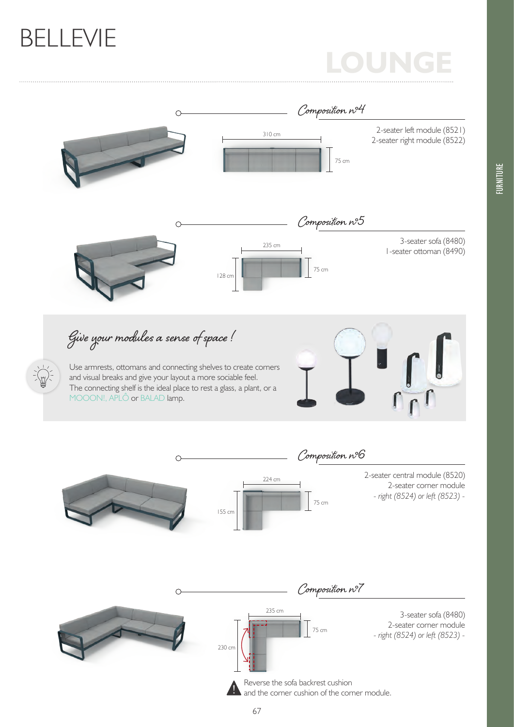# BELLEVIE

## LOUNGE

### Composition n°4

310 cm

75 cm

2-seater left module (8521)
2-seater right module (8522)

### Composition n°5

235 cm

128 cm

75 cm

3-seater sofa (8480)
1-seater ottoman (8490)

### Give your modules a sense of space!

Use armrests, ottomans and connecting shelves to create corners and visual breaks and give your layout a more sociable feel.
The connecting shelf is the ideal place to rest a glass, a plant, or a MOOON!, APLÔ or BALAD lamp.

### Composition n°6

224 cm

155 cm

75 cm

2-seater central module (8520)
2-seater corner module
*- right (8524) or left (8523) -*

### Composition n°7

235 cm

230 cm

75 cm

3-seater sofa (8480)
2-seater corner module
*- right (8524) or left (8523) -*

Reverse the sofa backrest cushion and the corner cushion of the corner module.

FURNITURE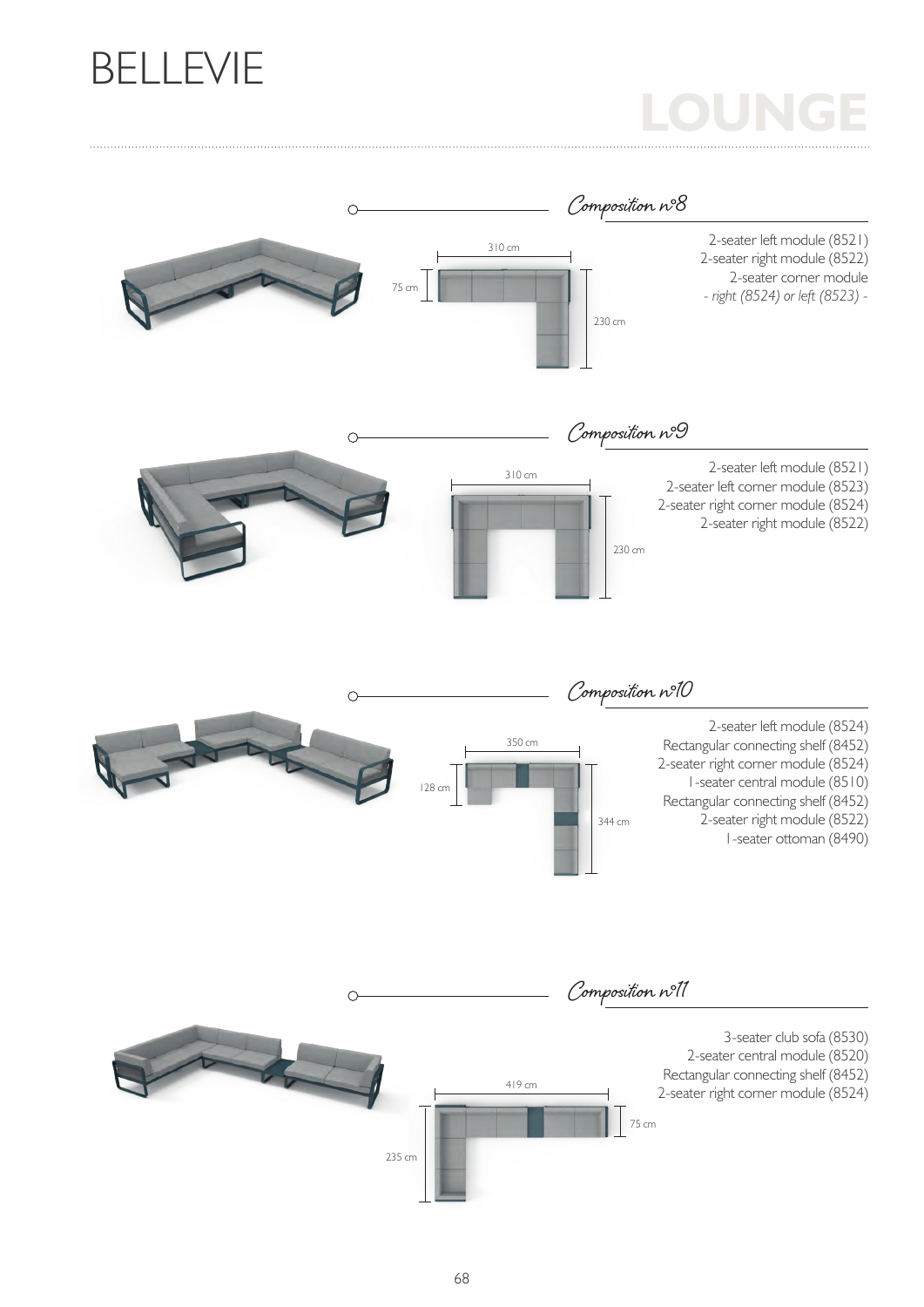# BELLEVIE

## LOUNGE

### Composition n°8

310 cm

75 cm

230 cm

2-seater left module (8521)
2-seater right module (8522)
2-seater corner module
*- right (8524) or left (8523) -*

### Composition n°9

310 cm

230 cm

2-seater left module (8521)
2-seater left corner module (8523)
2-seater right corner module (8524)
2-seater right module (8522)

### Composition n°10

350 cm

128 cm

344 cm

2-seater left module (8524)
Rectangular connecting shelf (8452)
2-seater right corner module (8524)
1-seater central module (8510)
Rectangular connecting shelf (8452)
2-seater right module (8522)
1-seater ottoman (8490)

### Composition n°11

419 cm

75 cm

235 cm

3-seater club sofa (8530)
2-seater central module (8520)
Rectangular connecting shelf (8452)
2-seater right corner module (8524)